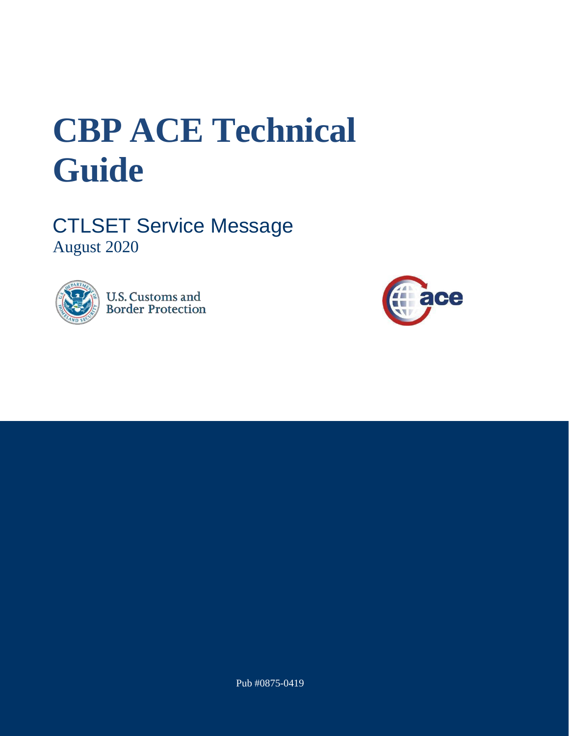# CBP ACE Technical Guide

## CTLSET Service Message

August 2020

U.S. Customs and Border Protection

Pub #0875-0419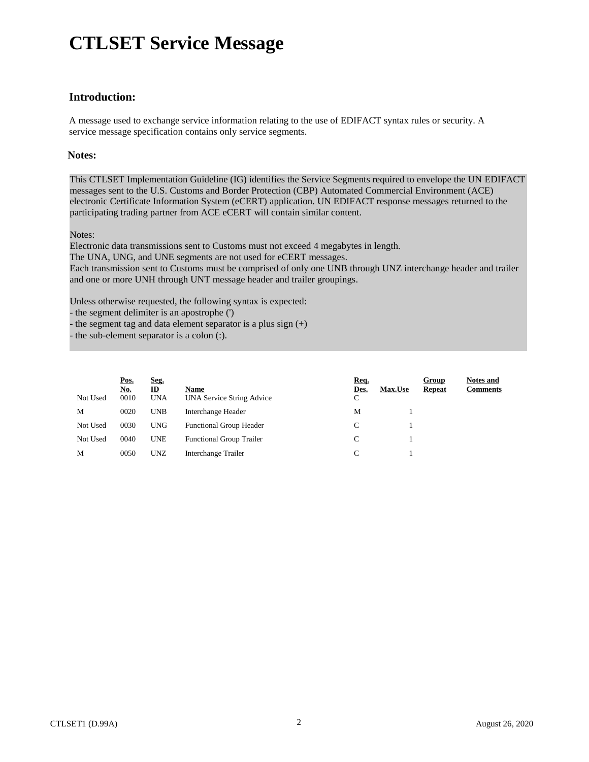# CTLSET Service Message

## Introduction:

A message used to exchange service information relating to the use of EDIFACT syntax rules or security. A service message specification contains only service segments.

### Notes:

This CTLSET Implementation Guideline (IG) identifies the Service Segments required to envelope the UN EDIFACT messages sent to the U.S. Customs and Border Protection (CBP) Automated Commercial Environment (ACE) electronic Certificate Information System (eCERT) application. UN EDIFACT response messages returned to the participating trading partner from ACE eCERT will contain similar content.

Notes:
Electronic data transmissions sent to Customs must not exceed 4 megabytes in length.
The UNA, UNG, and UNE segments are not used for eCERT messages.
Each transmission sent to Customs must be comprised of only one UNB through UNZ interchange header and trailer and one or more UNH through UNT message header and trailer groupings.

Unless otherwise requested, the following syntax is expected:
- the segment delimiter is an apostrophe (')
- the segment tag and data element separator is a plus sign (+)
- the sub-element separator is a colon (:).

| | Pos. No. | Seg. ID | Name | Req. Des. | Max.Use | Group Repeat | Notes and Comments |
|---|---|---|---|---|---|---|---|
| Not Used | 0010 | UNA | UNA Service String Advice | C | | | |
| M | 0020 | UNB | Interchange Header | M | 1 | | |
| Not Used | 0030 | UNG | Functional Group Header | C | 1 | | |
| Not Used | 0040 | UNE | Functional Group Trailer | C | 1 | | |
| M | 0050 | UNZ | Interchange Trailer | C | 1 | | |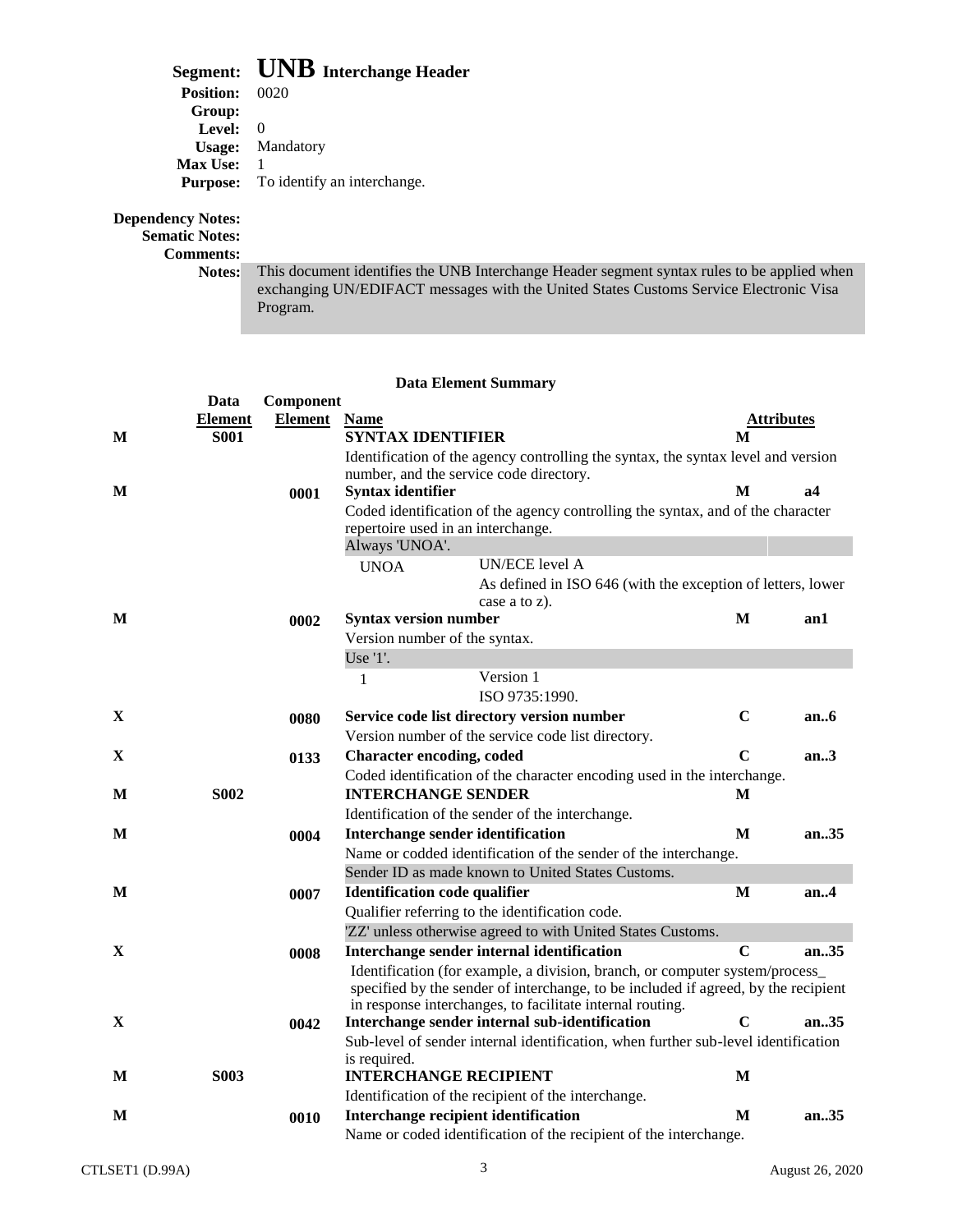**Segment:** **UNB Interchange Header**
**Position:** 0020
**Group:**
**Level:** 0
**Usage:** Mandatory
**Max Use:** 1
**Purpose:** To identify an interchange.

**Dependency Notes:**
**Sematic Notes:**
**Comments:**
**Notes:** This document identifies the UNB Interchange Header segment syntax rules to be applied when exchanging UN/EDIFACT messages with the United States Customs Service Electronic Visa Program.

### Data Element Summary

| | Data Element | Component Element | Name | Attributes | |
|---|---|---|---|---|---|
| M | S001 | | **SYNTAX IDENTIFIER**<br>Identification of the agency controlling the syntax, the syntax level and version number, and the service code directory. | M | |
| M | | 0001 | **Syntax identifier**<br>Coded identification of the agency controlling the syntax, and of the character repertoire used in an interchange.<br>Always 'UNOA'.<br>UNOA — UN/ECE level A<br>As defined in ISO 646 (with the exception of letters, lower case a to z). | M | a4 |
| M | | 0002 | **Syntax version number**<br>Version number of the syntax.<br>Use '1'.<br>1 — Version 1<br>ISO 9735:1990. | M | an1 |
| X | | 0080 | **Service code list directory version number**<br>Version number of the service code list directory. | C | an..6 |
| X | | 0133 | **Character encoding, coded**<br>Coded identification of the character encoding used in the interchange. | C | an..3 |
| M | S002 | | **INTERCHANGE SENDER**<br>Identification of the sender of the interchange. | M | |
| M | | 0004 | **Interchange sender identification**<br>Name or codded identification of the sender of the interchange.<br>Sender ID as made known to United States Customs. | M | an..35 |
| M | | 0007 | **Identification code qualifier**<br>Qualifier referring to the identification code.<br>'ZZ' unless otherwise agreed to with United States Customs. | M | an..4 |
| X | | 0008 | **Interchange sender internal identification**<br>Identification (for example, a division, branch, or computer system/process_ specified by the sender of interchange, to be included if agreed, by the recipient in response interchanges, to facilitate internal routing. | C | an..35 |
| X | | 0042 | **Interchange sender internal sub-identification**<br>Sub-level of sender internal identification, when further sub-level identification is required. | C | an..35 |
| M | S003 | | **INTERCHANGE RECIPIENT**<br>Identification of the recipient of the interchange. | M | |
| M | | 0010 | **Interchange recipient identification**<br>Name or coded identification of the recipient of the interchange. | M | an..35 |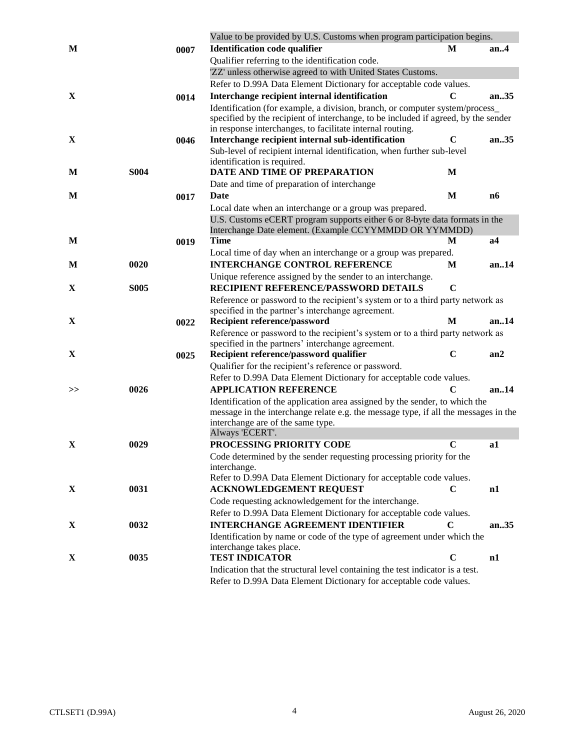| Status | Tag | Element | Name / Description | Req | Format |
|---|---|---|---|---|---|
| | | | Value to be provided by U.S. Customs when program participation begins. | | |
| **M** | | **0007** | **Identification code qualifier** | **M** | **an..4** |
| | | | Qualifier referring to the identification code. | | |
| | | | 'ZZ' unless otherwise agreed to with United States Customs. | | |
| | | | Refer to D.99A Data Element Dictionary for acceptable code values. | | |
| **X** | | **0014** | **Interchange recipient internal identification** | **C** | **an..35** |
| | | | Identification (for example, a division, branch, or computer system/process_ specified by the recipient of interchange, to be included if agreed, by the sender in response interchanges, to facilitate internal routing. | | |
| **X** | | **0046** | **Interchange recipient internal sub-identification** | **C** | **an..35** |
| | | | Sub-level of recipient internal identification, when further sub-level identification is required. | | |
| **M** | **S004** | | **DATE AND TIME OF PREPARATION** | **M** | |
| | | | Date and time of preparation of interchange | | |
| **M** | | **0017** | **Date** | **M** | **n6** |
| | | | Local date when an interchange or a group was prepared. | | |
| | | | U.S. Customs eCERT program supports either 6 or 8-byte data formats in the Interchange Date element. (Example CCYYMMDD OR YYMMDD) | | |
| **M** | | **0019** | **Time** | **M** | **a4** |
| | | | Local time of day when an interchange or a group was prepared. | | |
| **M** | **0020** | | **INTERCHANGE CONTROL REFERENCE** | **M** | **an..14** |
| | | | Unique reference assigned by the sender to an interchange. | | |
| **X** | **S005** | | **RECIPIENT REFERENCE/PASSWORD DETAILS** | **C** | |
| | | | Reference or password to the recipient's system or to a third party network as specified in the partner's interchange agreement. | | |
| **X** | | **0022** | **Recipient reference/password** | **M** | **an..14** |
| | | | Reference or password to the recipient's system or to a third party network as specified in the partners' interchange agreement. | | |
| **X** | | **0025** | **Recipient reference/password qualifier** | **C** | **an2** |
| | | | Qualifier for the recipient's reference or password. | | |
| | | | Refer to D.99A Data Element Dictionary for acceptable code values. | | |
| **>>** | **0026** | | **APPLICATION REFERENCE** | **C** | **an..14** |
| | | | Identification of the application area assigned by the sender, to which the message in the interchange relate e.g. the message type, if all the messages in the interchange are of the same type. | | |
| | | | Always 'ECERT'. | | |
| **X** | **0029** | | **PROCESSING PRIORITY CODE** | **C** | **a1** |
| | | | Code determined by the sender requesting processing priority for the interchange. | | |
| | | | Refer to D.99A Data Element Dictionary for acceptable code values. | | |
| **X** | **0031** | | **ACKNOWLEDGEMENT REQUEST** | **C** | **n1** |
| | | | Code requesting acknowledgement for the interchange. | | |
| | | | Refer to D.99A Data Element Dictionary for acceptable code values. | | |
| **X** | **0032** | | **INTERCHANGE AGREEMENT IDENTIFIER** | **C** | **an..35** |
| | | | Identification by name or code of the type of agreement under which the interchange takes place. | | |
| **X** | **0035** | | **TEST INDICATOR** | **C** | **n1** |
| | | | Indication that the structural level containing the test indicator is a test. | | |
| | | | Refer to D.99A Data Element Dictionary for acceptable code values. | | |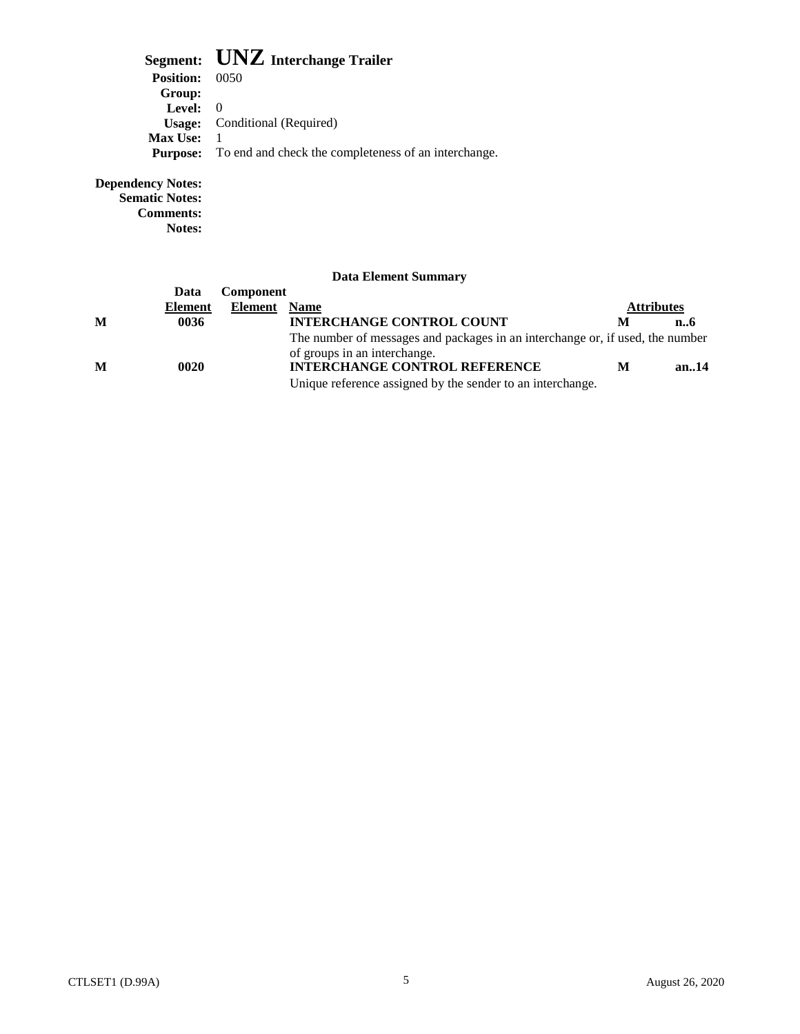# Segment: UNZ Interchange Trailer

**Position:** 0050
**Group:**
**Level:** 0
**Usage:** Conditional (Required)
**Max Use:** 1
**Purpose:** To end and check the completeness of an interchange.

**Dependency Notes:**
**Sematic Notes:**
**Comments:**
**Notes:**

### Data Element Summary

| | Data Element | Component Element | Name | Attributes | |
|---|---|---|---|---|---|
| M | 0036 | | **INTERCHANGE CONTROL COUNT**<br>The number of messages and packages in an interchange or, if used, the number of groups in an interchange. | M | n..6 |
| M | 0020 | | **INTERCHANGE CONTROL REFERENCE**<br>Unique reference assigned by the sender to an interchange. | M | an..14 |